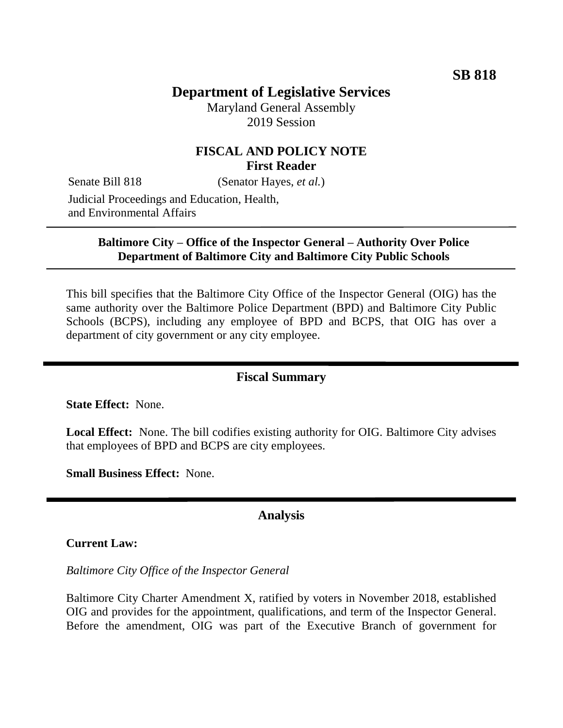**SB 818**

# Department of Legislative Services

Maryland General Assembly
2019 Session

## FISCAL AND POLICY NOTE
### First Reader

Senate Bill 818 (Senator Hayes, *et al.*)

Judicial Proceedings and Education, Health, and Environmental Affairs

---

**Baltimore City – Office of the Inspector General – Authority Over Police Department of Baltimore City and Baltimore City Public Schools**

---

This bill specifies that the Baltimore City Office of the Inspector General (OIG) has the same authority over the Baltimore Police Department (BPD) and Baltimore City Public Schools (BCPS), including any employee of BPD and BCPS, that OIG has over a department of city government or any city employee.

---

## Fiscal Summary

**State Effect:** None.

**Local Effect:** None. The bill codifies existing authority for OIG. Baltimore City advises that employees of BPD and BCPS are city employees.

**Small Business Effect:** None.

---

## Analysis

**Current Law:**

*Baltimore City Office of the Inspector General*

Baltimore City Charter Amendment X, ratified by voters in November 2018, established OIG and provides for the appointment, qualifications, and term of the Inspector General. Before the amendment, OIG was part of the Executive Branch of government for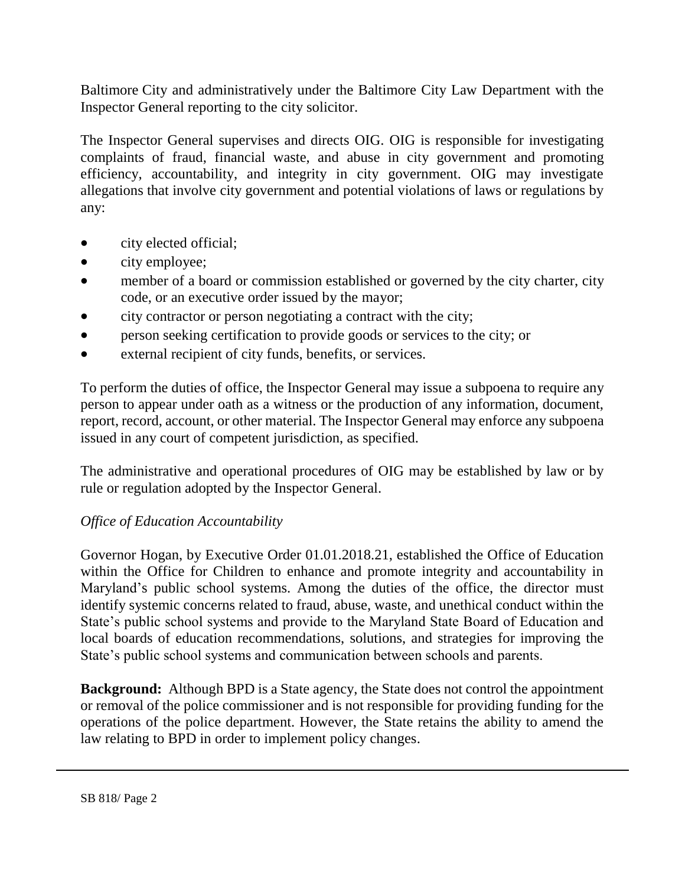Baltimore City and administratively under the Baltimore City Law Department with the Inspector General reporting to the city solicitor.

The Inspector General supervises and directs OIG. OIG is responsible for investigating complaints of fraud, financial waste, and abuse in city government and promoting efficiency, accountability, and integrity in city government. OIG may investigate allegations that involve city government and potential violations of laws or regulations by any:

- city elected official;
- city employee;
- member of a board or commission established or governed by the city charter, city code, or an executive order issued by the mayor;
- city contractor or person negotiating a contract with the city;
- person seeking certification to provide goods or services to the city; or
- external recipient of city funds, benefits, or services.

To perform the duties of office, the Inspector General may issue a subpoena to require any person to appear under oath as a witness or the production of any information, document, report, record, account, or other material. The Inspector General may enforce any subpoena issued in any court of competent jurisdiction, as specified.

The administrative and operational procedures of OIG may be established by law or by rule or regulation adopted by the Inspector General.

*Office of Education Accountability*

Governor Hogan, by Executive Order 01.01.2018.21, established the Office of Education within the Office for Children to enhance and promote integrity and accountability in Maryland's public school systems. Among the duties of the office, the director must identify systemic concerns related to fraud, abuse, waste, and unethical conduct within the State's public school systems and provide to the Maryland State Board of Education and local boards of education recommendations, solutions, and strategies for improving the State's public school systems and communication between schools and parents.

**Background:** Although BPD is a State agency, the State does not control the appointment or removal of the police commissioner and is not responsible for providing funding for the operations of the police department. However, the State retains the ability to amend the law relating to BPD in order to implement policy changes.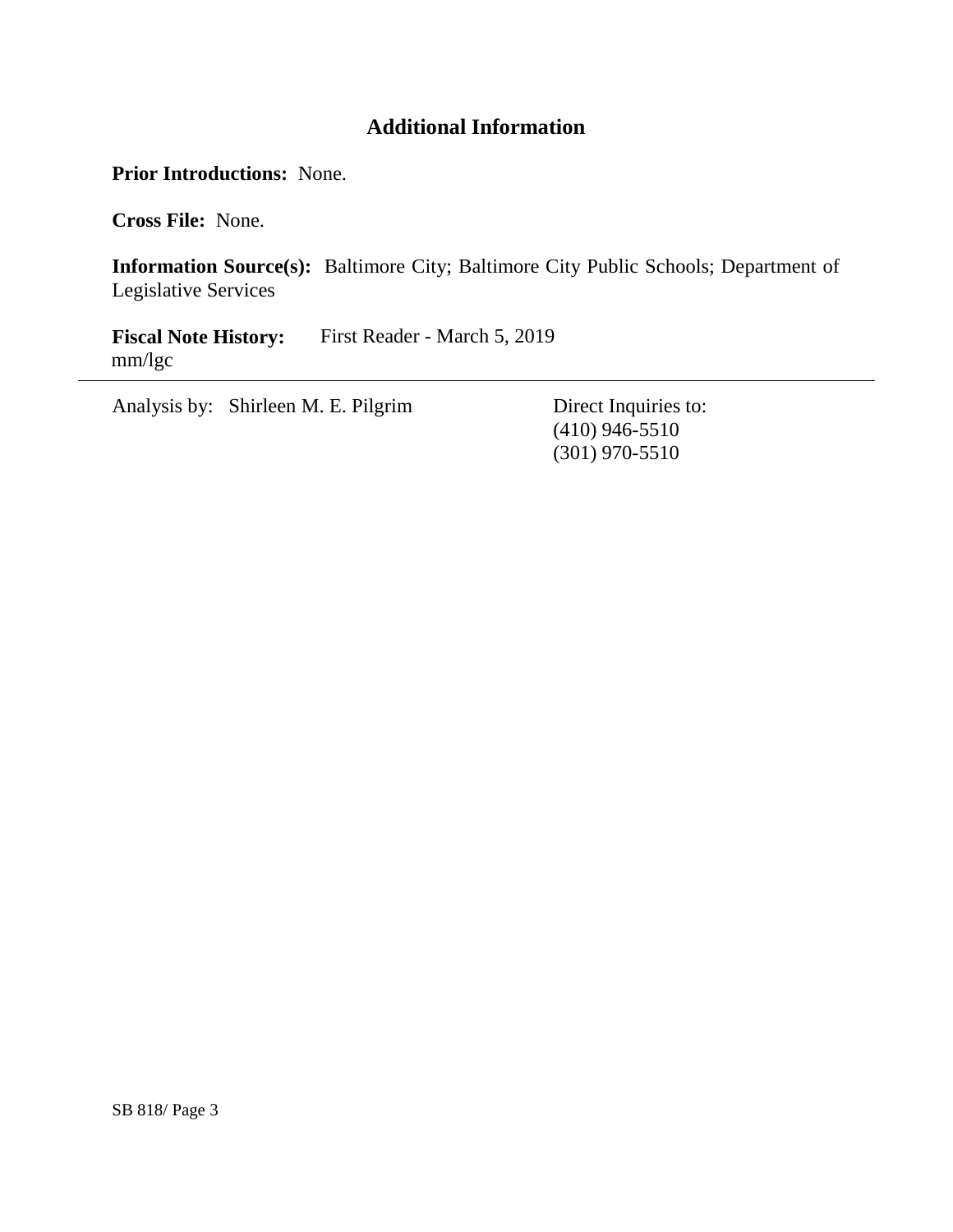## Additional Information

**Prior Introductions:** None.

**Cross File:** None.

**Information Source(s):** Baltimore City; Baltimore City Public Schools; Department of Legislative Services

**Fiscal Note History:** First Reader - March 5, 2019
mm/lgc

---

Analysis by: Shirleen M. E. Pilgrim

Direct Inquiries to:
(410) 946-5510
(301) 970-5510